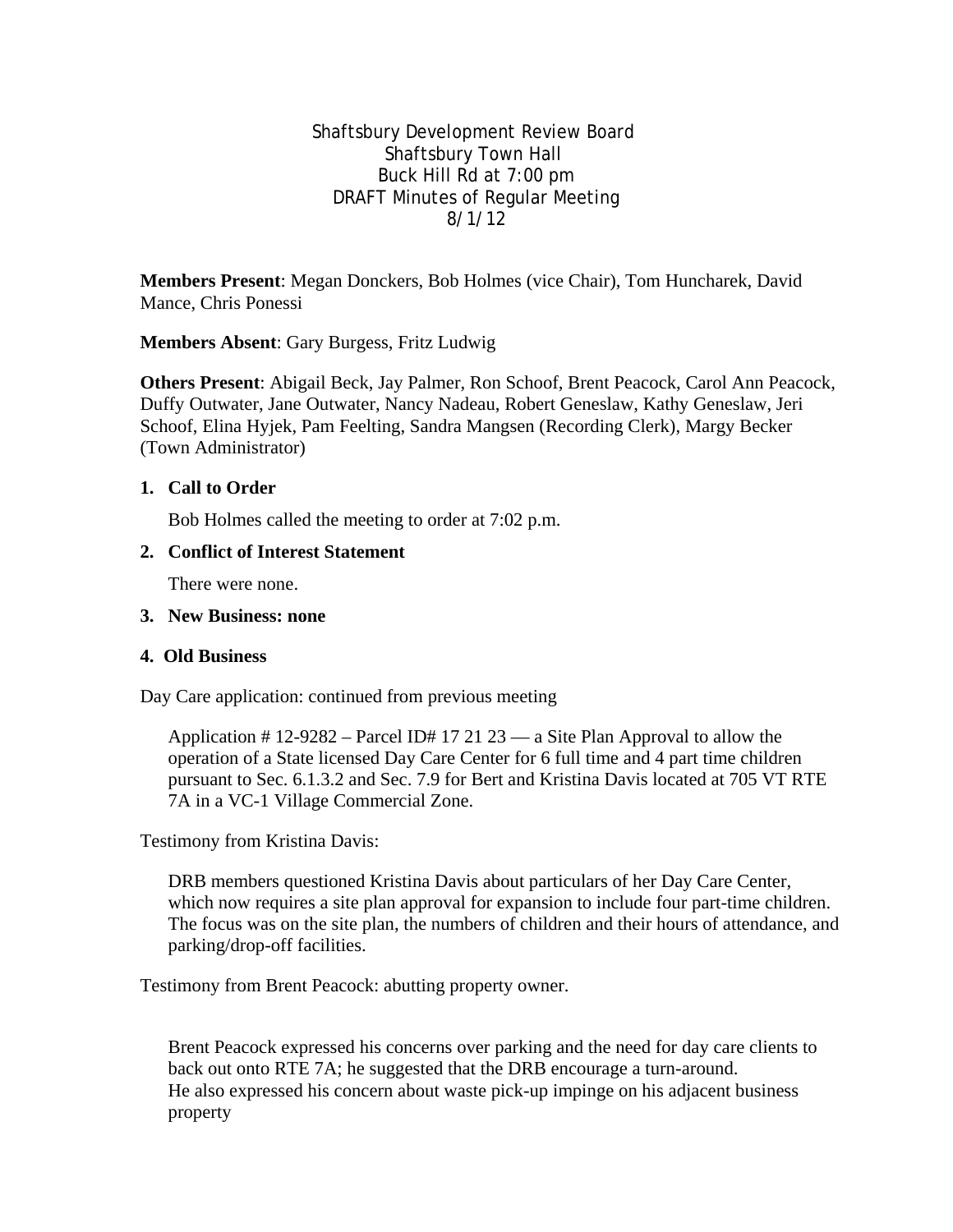Shaftsbury Development Review Board
Shaftsbury Town Hall
Buck Hill Rd at 7:00 pm
DRAFT Minutes of Regular Meeting
8/1/12

**Members Present**: Megan Donckers, Bob Holmes (vice Chair), Tom Huncharek, David Mance, Chris Ponessi

**Members Absent**: Gary Burgess, Fritz Ludwig

**Others Present**: Abigail Beck, Jay Palmer, Ron Schoof, Brent Peacock, Carol Ann Peacock, Duffy Outwater, Jane Outwater, Nancy Nadeau, Robert Geneslaw, Kathy Geneslaw, Jeri Schoof, Elina Hyjek, Pam Feelting, Sandra Mangsen (Recording Clerk), Margy Becker (Town Administrator)

1. **Call to Order**

   Bob Holmes called the meeting to order at 7:02 p.m.

2. **Conflict of Interest Statement**

   There were none.

3. **New Business: none**

4. **Old Business**

Day Care application: continued from previous meeting

> Application # 12-9282 – Parcel ID# 17 21 23 — a Site Plan Approval to allow the operation of a State licensed Day Care Center for 6 full time and 4 part time children pursuant to Sec. 6.1.3.2 and Sec. 7.9 for Bert and Kristina Davis located at 705 VT RTE 7A in a VC-1 Village Commercial Zone.

Testimony from Kristina Davis:

> DRB members questioned Kristina Davis about particulars of her Day Care Center, which now requires a site plan approval for expansion to include four part-time children. The focus was on the site plan, the numbers of children and their hours of attendance, and parking/drop-off facilities.

Testimony from Brent Peacock: abutting property owner.

> Brent Peacock expressed his concerns over parking and the need for day care clients to back out onto RTE 7A; he suggested that the DRB encourage a turn-around.
> He also expressed his concern about waste pick-up impinge on his adjacent business property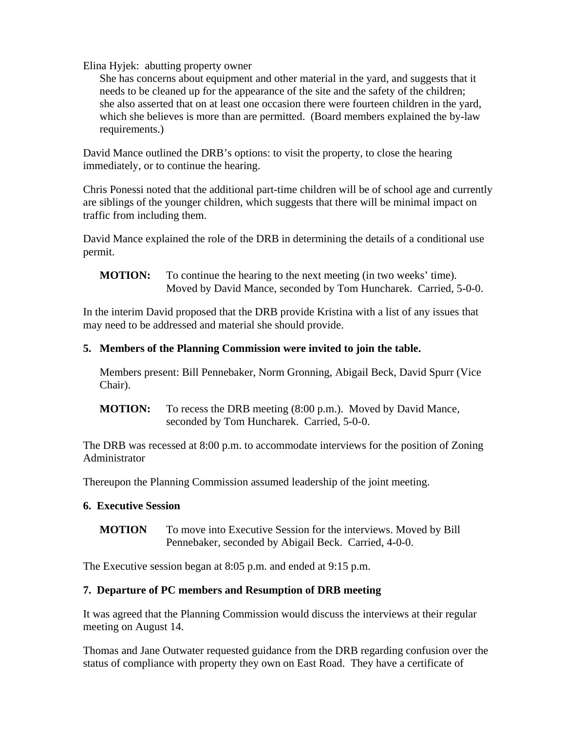Elina Hyjek: abutting property owner

She has concerns about equipment and other material in the yard, and suggests that it needs to be cleaned up for the appearance of the site and the safety of the children; she also asserted that on at least one occasion there were fourteen children in the yard, which she believes is more than are permitted. (Board members explained the by-law requirements.)

David Mance outlined the DRB's options: to visit the property, to close the hearing immediately, or to continue the hearing.

Chris Ponessi noted that the additional part-time children will be of school age and currently are siblings of the younger children, which suggests that there will be minimal impact on traffic from including them.

David Mance explained the role of the DRB in determining the details of a conditional use permit.

**MOTION:** To continue the hearing to the next meeting (in two weeks' time). Moved by David Mance, seconded by Tom Huncharek. Carried, 5-0-0.

In the interim David proposed that the DRB provide Kristina with a list of any issues that may need to be addressed and material she should provide.

**5. Members of the Planning Commission were invited to join the table.**

Members present: Bill Pennebaker, Norm Gronning, Abigail Beck, David Spurr (Vice Chair).

**MOTION:** To recess the DRB meeting (8:00 p.m.). Moved by David Mance, seconded by Tom Huncharek. Carried, 5-0-0.

The DRB was recessed at 8:00 p.m. to accommodate interviews for the position of Zoning Administrator

Thereupon the Planning Commission assumed leadership of the joint meeting.

**6. Executive Session**

**MOTION** To move into Executive Session for the interviews. Moved by Bill Pennebaker, seconded by Abigail Beck. Carried, 4-0-0.

The Executive session began at 8:05 p.m. and ended at 9:15 p.m.

**7. Departure of PC members and Resumption of DRB meeting**

It was agreed that the Planning Commission would discuss the interviews at their regular meeting on August 14.

Thomas and Jane Outwater requested guidance from the DRB regarding confusion over the status of compliance with property they own on East Road. They have a certificate of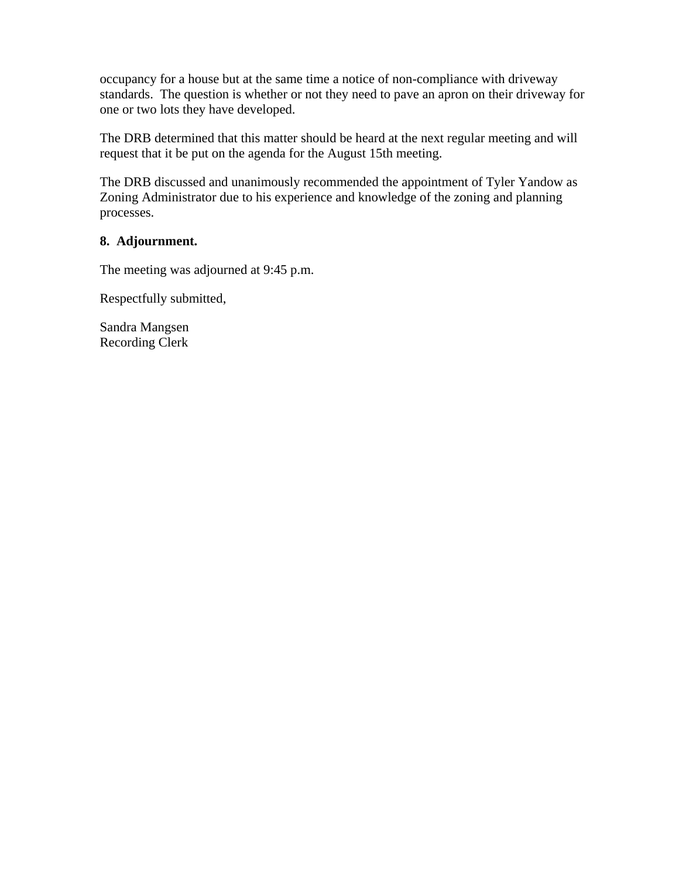occupancy for a house but at the same time a notice of non-compliance with driveway standards. The question is whether or not they need to pave an apron on their driveway for one or two lots they have developed.

The DRB determined that this matter should be heard at the next regular meeting and will request that it be put on the agenda for the August 15th meeting.

The DRB discussed and unanimously recommended the appointment of Tyler Yandow as Zoning Administrator due to his experience and knowledge of the zoning and planning processes.

**8. Adjournment.**

The meeting was adjourned at 9:45 p.m.

Respectfully submitted,

Sandra Mangsen
Recording Clerk